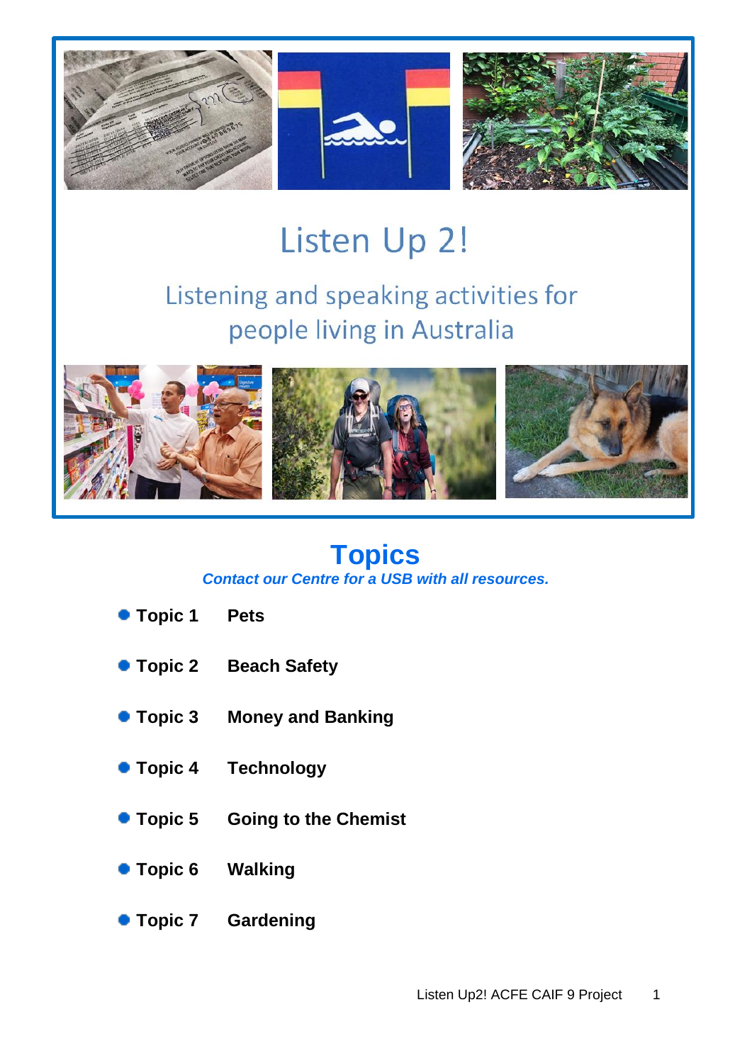# Listen Up 2!

## Listening and speaking activities for people living in Australia

## Topics

***Contact our Centre for a USB with all resources.***

- **Topic 1** **Pets**
- **Topic 2** **Beach Safety**
- **Topic 3** **Money and Banking**
- **Topic 4** **Technology**
- **Topic 5** **Going to the Chemist**
- **Topic 6** **Walking**
- **Topic 7** **Gardening**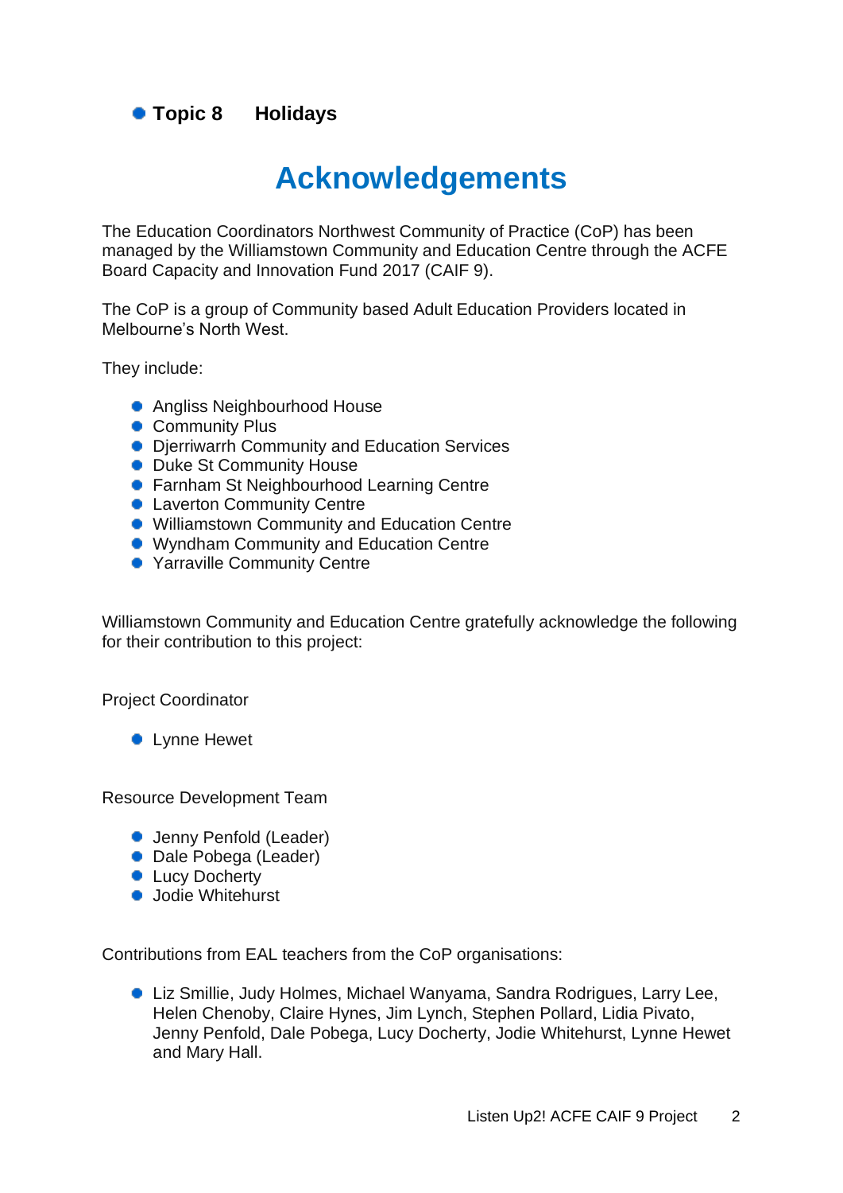- **Topic 8 Holidays**

# Acknowledgements

The Education Coordinators Northwest Community of Practice (CoP) has been managed by the Williamstown Community and Education Centre through the ACFE Board Capacity and Innovation Fund 2017 (CAIF 9).

The CoP is a group of Community based Adult Education Providers located in Melbourne's North West.

They include:

- Angliss Neighbourhood House
- Community Plus
- Djerriwarrh Community and Education Services
- Duke St Community House
- Farnham St Neighbourhood Learning Centre
- Laverton Community Centre
- Williamstown Community and Education Centre
- Wyndham Community and Education Centre
- Yarraville Community Centre

Williamstown Community and Education Centre gratefully acknowledge the following for their contribution to this project:

Project Coordinator

- Lynne Hewet

Resource Development Team

- Jenny Penfold (Leader)
- Dale Pobega (Leader)
- Lucy Docherty
- Jodie Whitehurst

Contributions from EAL teachers from the CoP organisations:

- Liz Smillie, Judy Holmes, Michael Wanyama, Sandra Rodrigues, Larry Lee, Helen Chenoby, Claire Hynes, Jim Lynch, Stephen Pollard, Lidia Pivato, Jenny Penfold, Dale Pobega, Lucy Docherty, Jodie Whitehurst, Lynne Hewet and Mary Hall.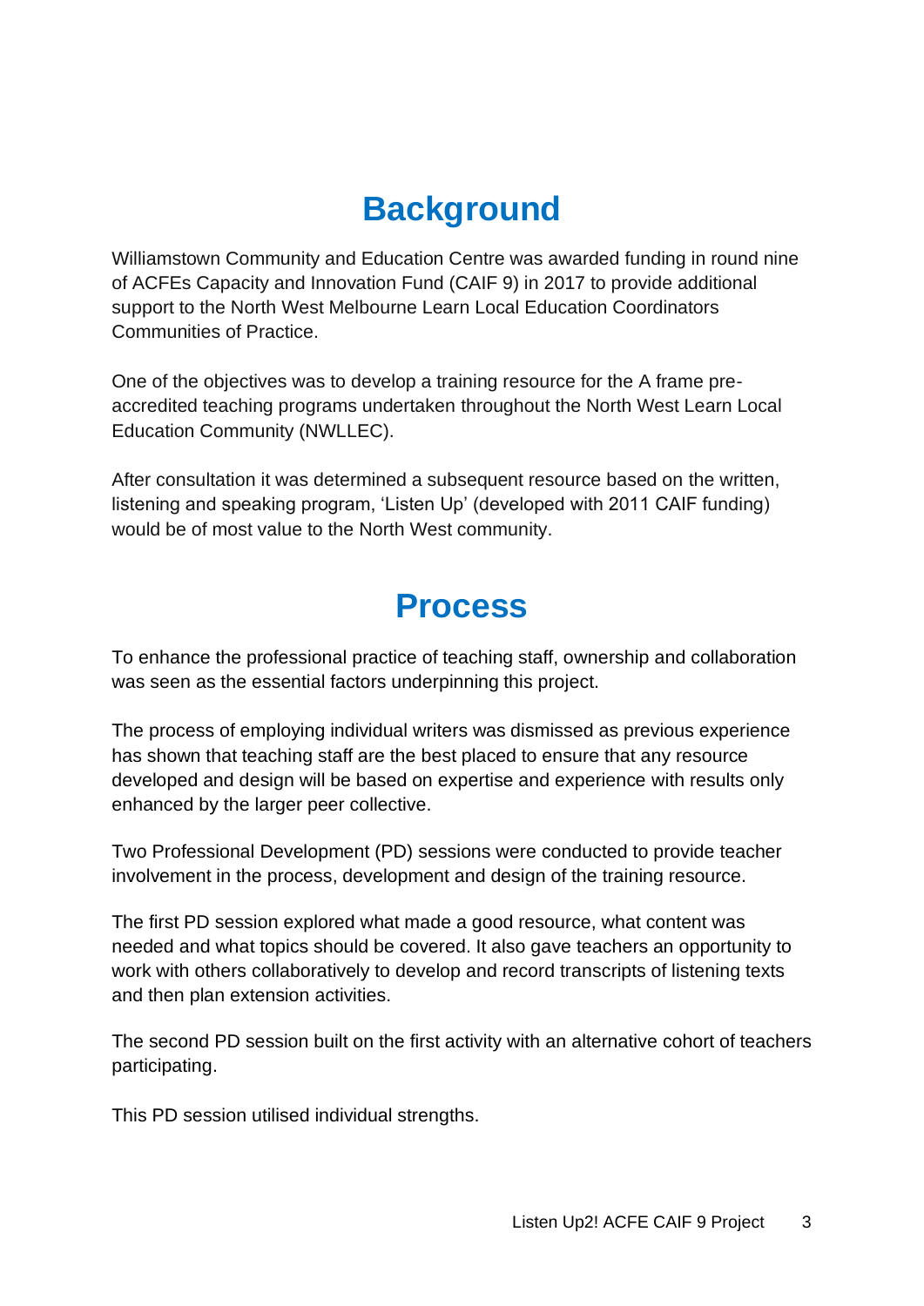# Background

Williamstown Community and Education Centre was awarded funding in round nine of ACFEs Capacity and Innovation Fund (CAIF 9) in 2017 to provide additional support to the North West Melbourne Learn Local Education Coordinators Communities of Practice.

One of the objectives was to develop a training resource for the A frame pre-accredited teaching programs undertaken throughout the North West Learn Local Education Community (NWLLEC).

After consultation it was determined a subsequent resource based on the written, listening and speaking program, 'Listen Up' (developed with 2011 CAIF funding) would be of most value to the North West community.

# Process

To enhance the professional practice of teaching staff, ownership and collaboration was seen as the essential factors underpinning this project.

The process of employing individual writers was dismissed as previous experience has shown that teaching staff are the best placed to ensure that any resource developed and design will be based on expertise and experience with results only enhanced by the larger peer collective.

Two Professional Development (PD) sessions were conducted to provide teacher involvement in the process, development and design of the training resource.

The first PD session explored what made a good resource, what content was needed and what topics should be covered. It also gave teachers an opportunity to work with others collaboratively to develop and record transcripts of listening texts and then plan extension activities.

The second PD session built on the first activity with an alternative cohort of teachers participating.

This PD session utilised individual strengths.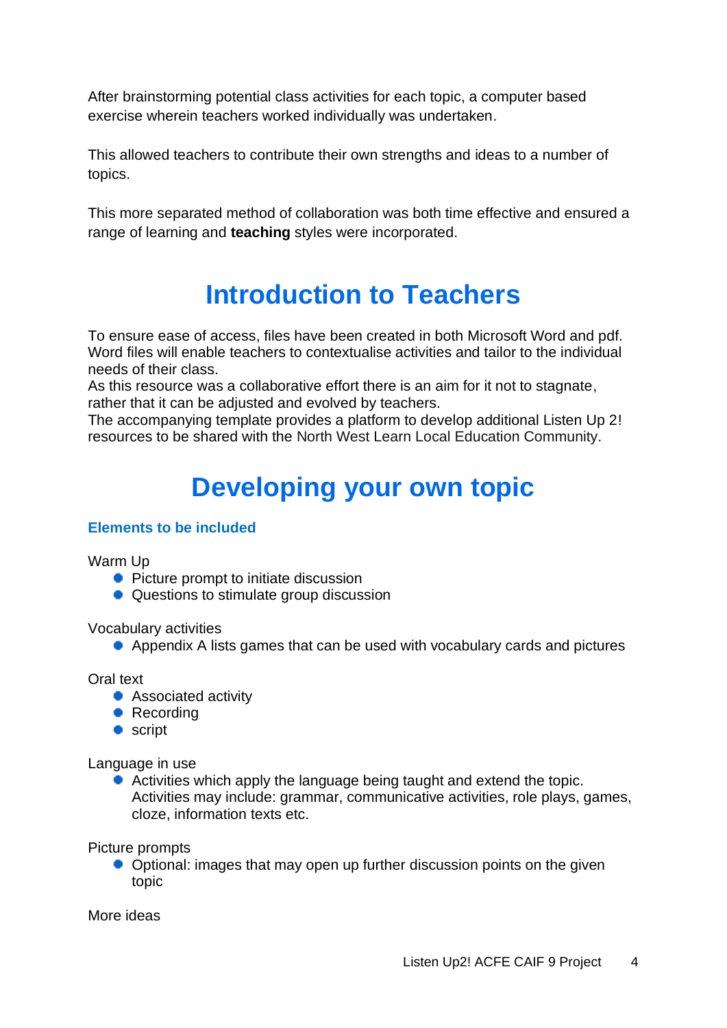After brainstorming potential class activities for each topic, a computer based exercise wherein teachers worked individually was undertaken.

This allowed teachers to contribute their own strengths and ideas to a number of topics.

This more separated method of collaboration was both time effective and ensured a range of learning and **teaching** styles were incorporated.

# Introduction to Teachers

To ensure ease of access, files have been created in both Microsoft Word and pdf. Word files will enable teachers to contextualise activities and tailor to the individual needs of their class.
As this resource was a collaborative effort there is an aim for it not to stagnate, rather that it can be adjusted and evolved by teachers.
The accompanying template provides a platform to develop additional Listen Up 2! resources to be shared with the North West Learn Local Education Community.

# Developing your own topic

### Elements to be included

Warm Up

- Picture prompt to initiate discussion
- Questions to stimulate group discussion

Vocabulary activities

- Appendix A lists games that can be used with vocabulary cards and pictures

Oral text

- Associated activity
- Recording
- script

Language in use

- Activities which apply the language being taught and extend the topic. Activities may include: grammar, communicative activities, role plays, games, cloze, information texts etc.

Picture prompts

- Optional: images that may open up further discussion points on the given topic

More ideas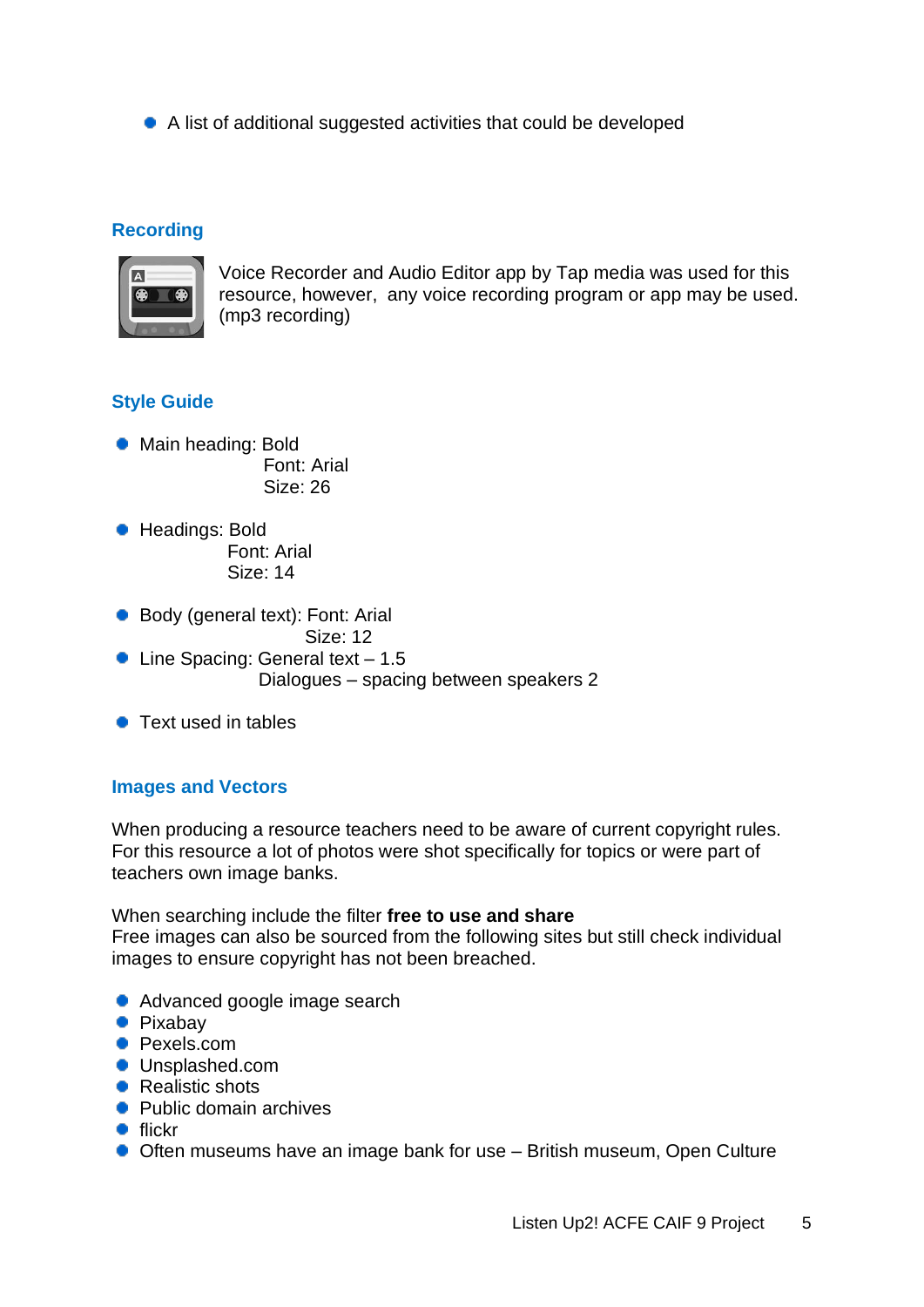- A list of additional suggested activities that could be developed

## Recording

Voice Recorder and Audio Editor app by Tap media was used for this resource, however, any voice recording program or app may be used. (mp3 recording)

## Style Guide

- Main heading: Bold
  Font: Arial
  Size: 26

- Headings: Bold
  Font: Arial
  Size: 14

- Body (general text): Font: Arial
  Size: 12
- Line Spacing: General text – 1.5
  Dialogues – spacing between speakers 2

- Text used in tables

## Images and Vectors

When producing a resource teachers need to be aware of current copyright rules. For this resource a lot of photos were shot specifically for topics or were part of teachers own image banks.

When searching include the filter **free to use and share**
Free images can also be sourced from the following sites but still check individual images to ensure copyright has not been breached.

- Advanced google image search
- Pixabay
- Pexels.com
- Unsplashed.com
- Realistic shots
- Public domain archives
- flickr
- Often museums have an image bank for use – British museum, Open Culture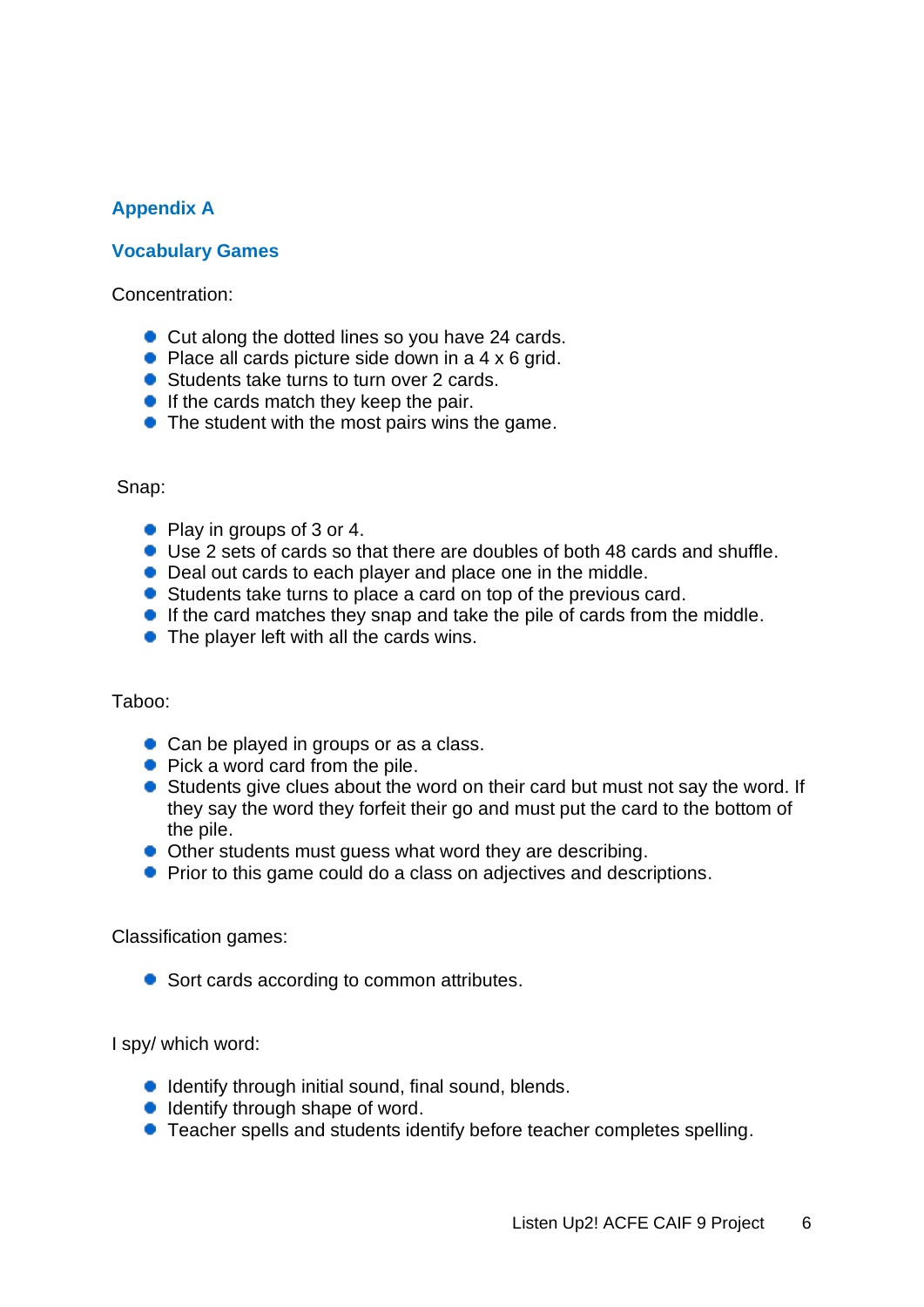## Appendix A

## Vocabulary Games

Concentration:

- Cut along the dotted lines so you have 24 cards.
- Place all cards picture side down in a 4 x 6 grid.
- Students take turns to turn over 2 cards.
- If the cards match they keep the pair.
- The student with the most pairs wins the game.

Snap:

- Play in groups of 3 or 4.
- Use 2 sets of cards so that there are doubles of both 48 cards and shuffle.
- Deal out cards to each player and place one in the middle.
- Students take turns to place a card on top of the previous card.
- If the card matches they snap and take the pile of cards from the middle.
- The player left with all the cards wins.

Taboo:

- Can be played in groups or as a class.
- Pick a word card from the pile.
- Students give clues about the word on their card but must not say the word. If they say the word they forfeit their go and must put the card to the bottom of the pile.
- Other students must guess what word they are describing.
- Prior to this game could do a class on adjectives and descriptions.

Classification games:

- Sort cards according to common attributes.

I spy/ which word:

- Identify through initial sound, final sound, blends.
- Identify through shape of word.
- Teacher spells and students identify before teacher completes spelling.